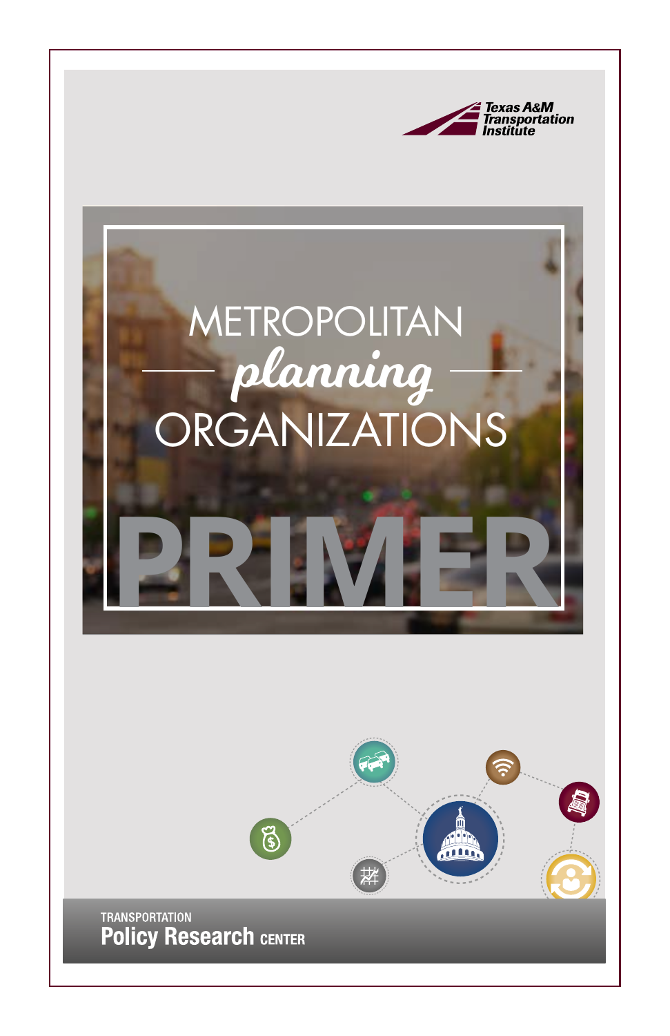Texas A&M Transportation Institute

# METROPOLITAN *planning* ORGANIZATIONS

# PRIMER

TRANSPORTATION
**Policy Research CENTER**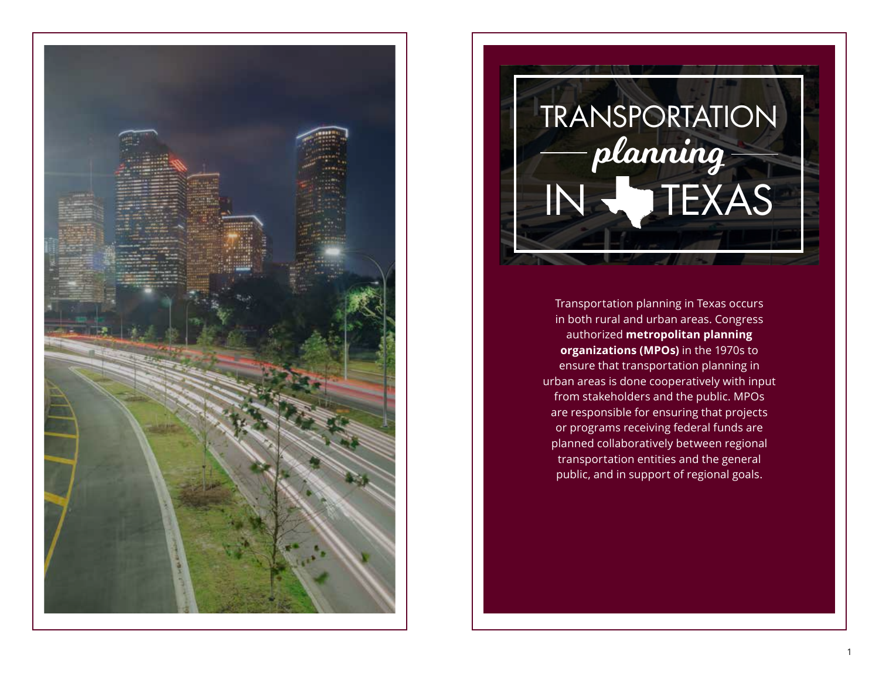# TRANSPORTATION *planning* IN TEXAS

Transportation planning in Texas occurs in both rural and urban areas. Congress authorized **metropolitan planning organizations (MPOs)** in the 1970s to ensure that transportation planning in urban areas is done cooperatively with input from stakeholders and the public. MPOs are responsible for ensuring that projects or programs receiving federal funds are planned collaboratively between regional transportation entities and the general public, and in support of regional goals.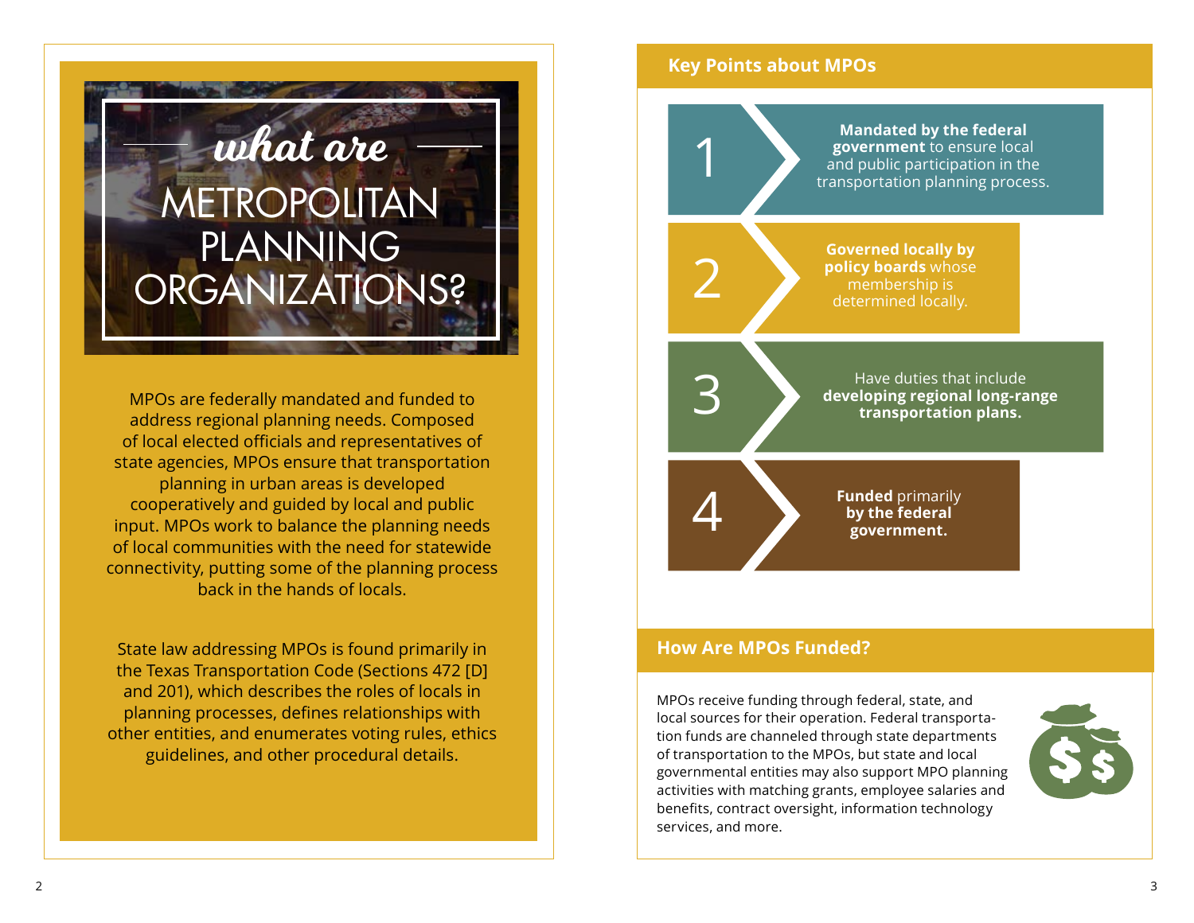# *what are* METROPOLITAN PLANNING ORGANIZATIONS?

MPOs are federally mandated and funded to address regional planning needs. Composed of local elected officials and representatives of state agencies, MPOs ensure that transportation planning in urban areas is developed cooperatively and guided by local and public input. MPOs work to balance the planning needs of local communities with the need for statewide connectivity, putting some of the planning process back in the hands of locals.

State law addressing MPOs is found primarily in the Texas Transportation Code (Sections 472 [D] and 201), which describes the roles of locals in planning processes, defines relationships with other entities, and enumerates voting rules, ethics guidelines, and other procedural details.

## Key Points about MPOs

1. **Mandated by the federal government** to ensure local and public participation in the transportation planning process.
2. **Governed locally by policy boards** whose membership is determined locally.
3. Have duties that include **developing regional long-range transportation plans.**
4. **Funded** primarily **by the federal government.**

## How Are MPOs Funded?

MPOs receive funding through federal, state, and local sources for their operation. Federal transportation funds are channeled through state departments of transportation to the MPOs, but state and local governmental entities may also support MPO planning activities with matching grants, employee salaries and benefits, contract oversight, information technology services, and more.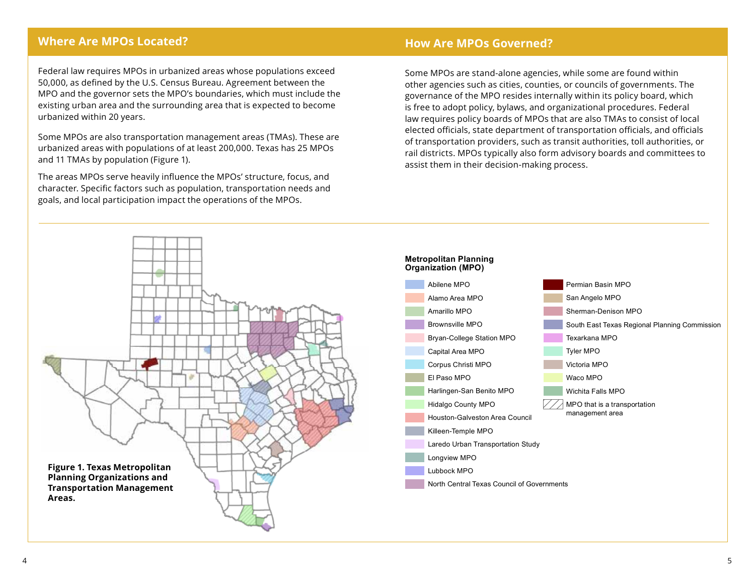## Where Are MPOs Located?

Federal law requires MPOs in urbanized areas whose populations exceed 50,000, as defined by the U.S. Census Bureau. Agreement between the MPO and the governor sets the MPO's boundaries, which must include the existing urban area and the surrounding area that is expected to become urbanized within 20 years.

Some MPOs are also transportation management areas (TMAs). These are urbanized areas with populations of at least 200,000. Texas has 25 MPOs and 11 TMAs by population (Figure 1).

The areas MPOs serve heavily influence the MPOs' structure, focus, and character. Specific factors such as population, transportation needs and goals, and local participation impact the operations of the MPOs.

## How Are MPOs Governed?

Some MPOs are stand-alone agencies, while some are found within other agencies such as cities, counties, or councils of governments. The governance of the MPO resides internally within its policy board, which is free to adopt policy, bylaws, and organizational procedures. Federal law requires policy boards of MPOs that are also TMAs to consist of local elected officials, state department of transportation officials, and officials of transportation providers, such as transit authorities, toll authorities, or rail districts. MPOs typically also form advisory boards and committees to assist them in their decision-making process.

**Metropolitan Planning Organization (MPO)**

- Abilene MPO
- Alamo Area MPO
- Amarillo MPO
- Brownsville MPO
- Bryan-College Station MPO
- Capital Area MPO
- Corpus Christi MPO
- El Paso MPO
- Harlingen-San Benito MPO
- Hidalgo County MPO
- Houston-Galveston Area Council
- Killeen-Temple MPO
- Laredo Urban Transportation Study
- Longview MPO
- Lubbock MPO
- North Central Texas Council of Governments
- Permian Basin MPO
- San Angelo MPO
- Sherman-Denison MPO
- South East Texas Regional Planning Commission
- Texarkana MPO
- Tyler MPO
- Victoria MPO
- Waco MPO
- Wichita Falls MPO
- MPO that is a transportation management area

**Figure 1. Texas Metropolitan Planning Organizations and Transportation Management Areas.**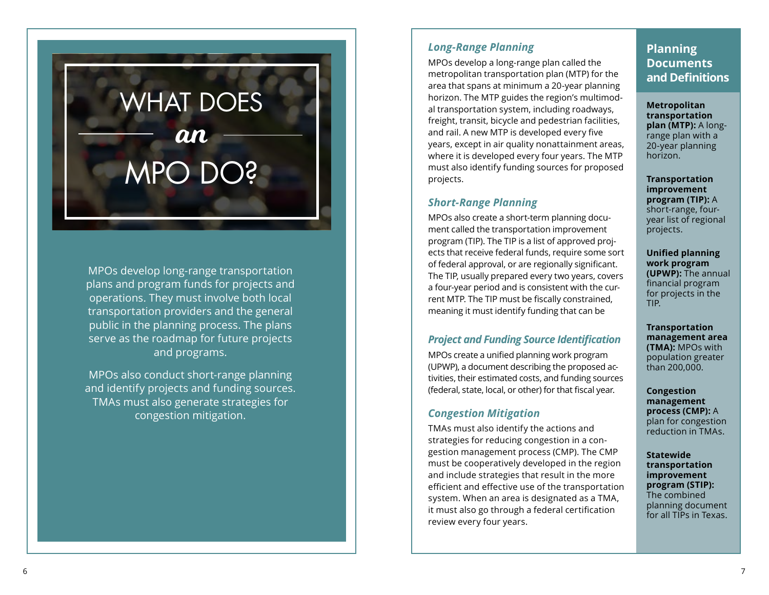# WHAT DOES *an* MPO DO?

MPOs develop long-range transportation plans and program funds for projects and operations. They must involve both local transportation providers and the general public in the planning process. The plans serve as the roadmap for future projects and programs.

MPOs also conduct short-range planning and identify projects and funding sources. TMAs must also generate strategies for congestion mitigation.

### *Long-Range Planning*

MPOs develop a long-range plan called the metropolitan transportation plan (MTP) for the area that spans at minimum a 20-year planning horizon. The MTP guides the region's multimodal transportation system, including roadways, freight, transit, bicycle and pedestrian facilities, and rail. A new MTP is developed every five years, except in air quality nonattainment areas, where it is developed every four years. The MTP must also identify funding sources for proposed projects.

### *Short-Range Planning*

MPOs also create a short-term planning document called the transportation improvement program (TIP). The TIP is a list of approved projects that receive federal funds, require some sort of federal approval, or are regionally significant. The TIP, usually prepared every two years, covers a four-year period and is consistent with the current MTP. The TIP must be fiscally constrained, meaning it must identify funding that can be

### *Project and Funding Source Identification*

MPOs create a unified planning work program (UPWP), a document describing the proposed activities, their estimated costs, and funding sources (federal, state, local, or other) for that fiscal year.

### *Congestion Mitigation*

TMAs must also identify the actions and strategies for reducing congestion in a congestion management process (CMP). The CMP must be cooperatively developed in the region and include strategies that result in the more efficient and effective use of the transportation system. When an area is designated as a TMA, it must also go through a federal certification review every four years.

## Planning Documents and Definitions

**Metropolitan transportation plan (MTP):** A long-range plan with a 20-year planning horizon.

**Transportation improvement program (TIP):** A short-range, four-year list of regional projects.

**Unified planning work program (UPWP):** The annual financial program for projects in the TIP.

**Transportation management area (TMA):** MPOs with population greater than 200,000.

**Congestion management process (CMP):** A plan for congestion reduction in TMAs.

**Statewide transportation improvement program (STIP):** The combined planning document for all TIPs in Texas.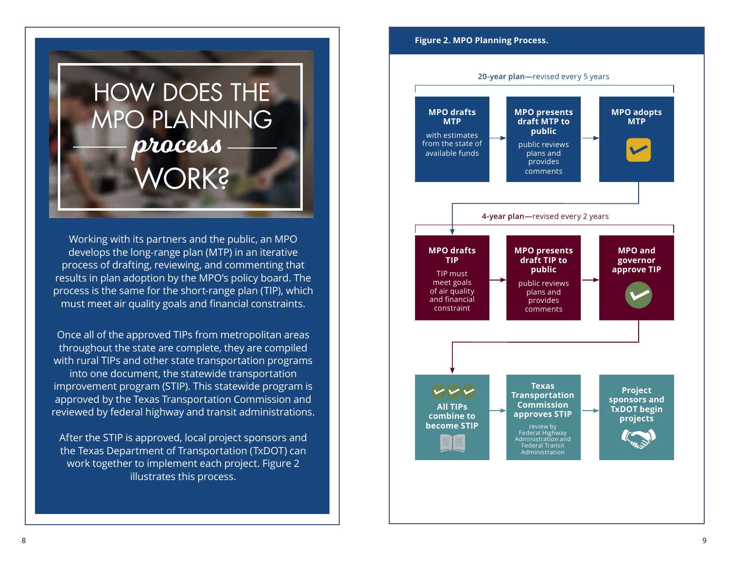# HOW DOES THE MPO PLANNING *process* WORK?

Working with its partners and the public, an MPO develops the long-range plan (MTP) in an iterative process of drafting, reviewing, and commenting that results in plan adoption by the MPO's policy board. The process is the same for the short-range plan (TIP), which must meet air quality goals and financial constraints.

Once all of the approved TIPs from metropolitan areas throughout the state are complete, they are compiled with rural TIPs and other state transportation programs into one document, the statewide transportation improvement program (STIP). This statewide program is approved by the Texas Transportation Commission and reviewed by federal highway and transit administrations.

After the STIP is approved, local project sponsors and the Texas Department of Transportation (TxDOT) can work together to implement each project. Figure 2 illustrates this process.

**Figure 2. MPO Planning Process.**

**20-year plan**—revised every 5 years

- **MPO drafts MTP** with estimates from the state of available funds
- → **MPO presents draft MTP to public** public reviews plans and provides comments
- → **MPO adopts MTP**

**4-year plan**—revised every 2 years

- **MPO drafts TIP** TIP must meet goals of air quality and financial constraint
- → **MPO presents draft TIP to public** public reviews plans and provides comments
- → **MPO and governor approve TIP**

- **All TIPs combine to become STIP**
- → **Texas Transportation Commission approves STIP** review by Federal Highway Administration and Federal Transit Administration
- → **Project sponsors and TxDOT begin projects**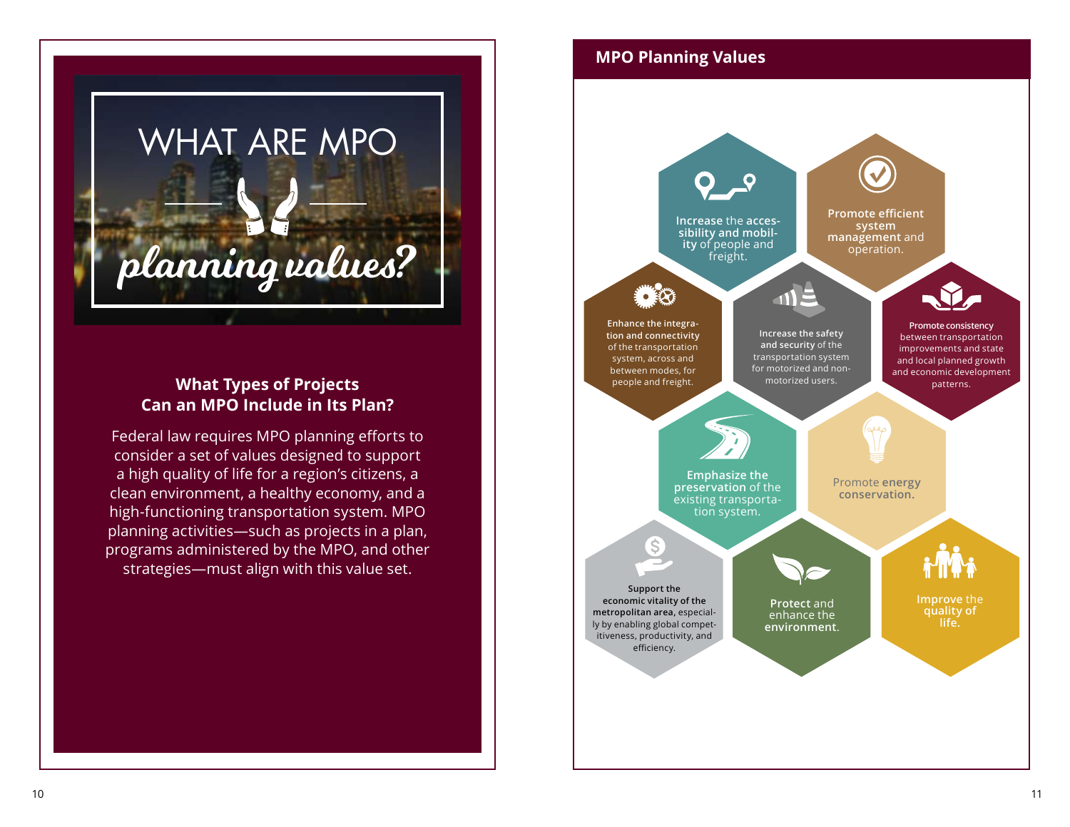# WHAT ARE MPO *planning values?*

## What Types of Projects Can an MPO Include in Its Plan?

Federal law requires MPO planning efforts to consider a set of values designed to support a high quality of life for a region's citizens, a clean environment, a healthy economy, and a high-functioning transportation system. MPO planning activities—such as projects in a plan, programs administered by the MPO, and other strategies—must align with this value set.

## MPO Planning Values

- **Increase** the **accessibility and mobility** of people and freight.
- **Promote efficient system management** and operation.
- **Enhance the integration and connectivity** of the transportation system, across and between modes, for people and freight.
- **Increase the safety and security** of the transportation system for motorized and non-motorized users.
- **Promote consistency** between transportation improvements and state and local planned growth and economic development patterns.
- **Emphasize the preservation** of the existing transportation system.
- Promote **energy conservation.**
- **Support the economic vitality of the metropolitan area,** especially by enabling global competitiveness, productivity, and efficiency.
- **Protect** and enhance the **environment.**
- **Improve** the **quality of life.**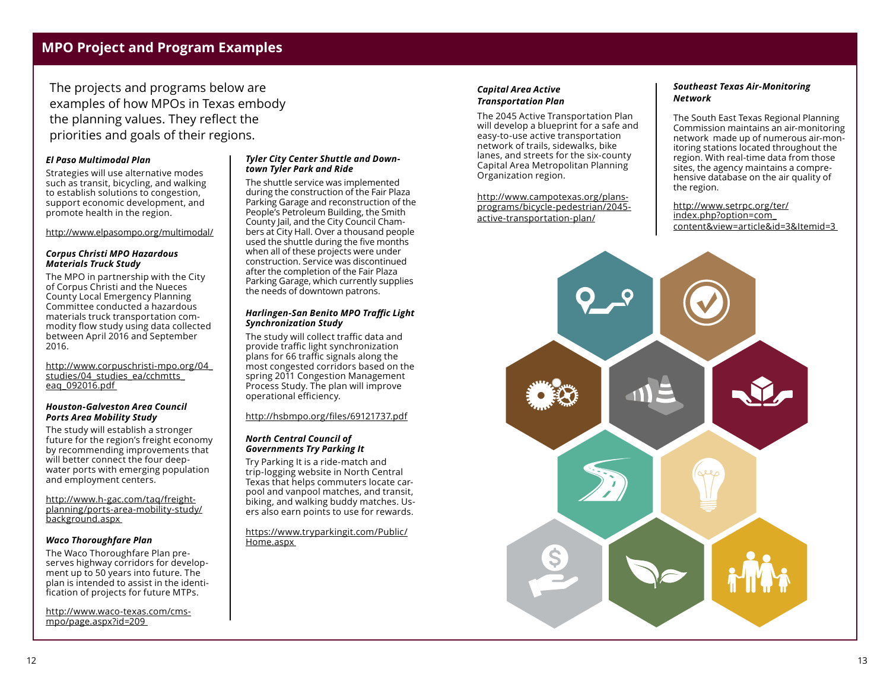## MPO Project and Program Examples

The projects and programs below are examples of how MPOs in Texas embody the planning values. They reflect the priorities and goals of their regions.

***El Paso Multimodal Plan***

Strategies will use alternative modes such as transit, bicycling, and walking to establish solutions to congestion, support economic development, and promote health in the region.

http://www.elpasompo.org/multimodal/

***Corpus Christi MPO Hazardous Materials Truck Study***

The MPO in partnership with the City of Corpus Christi and the Nueces County Local Emergency Planning Committee conducted a hazardous materials truck transportation commodity flow study using data collected between April 2016 and September 2016.

http://www.corpuschristi-mpo.org/04_studies/04_studies_ea/cchmtts_eaq_092016.pdf

***Houston-Galveston Area Council Ports Area Mobility Study***

The study will establish a stronger future for the region's freight economy by recommending improvements that will better connect the four deep-water ports with emerging population and employment centers.

http://www.h-gac.com/taq/freight-planning/ports-area-mobility-study/background.aspx

***Waco Thoroughfare Plan***

The Waco Thoroughfare Plan preserves highway corridors for development up to 50 years into future. The plan is intended to assist in the identification of projects for future MTPs.

http://www.waco-texas.com/cms-mpo/page.aspx?id=209

***Tyler City Center Shuttle and Downtown Tyler Park and Ride***

The shuttle service was implemented during the construction of the Fair Plaza Parking Garage and reconstruction of the People's Petroleum Building, the Smith County Jail, and the City Council Chambers at City Hall. Over a thousand people used the shuttle during the five months when all of these projects were under construction. Service was discontinued after the completion of the Fair Plaza Parking Garage, which currently supplies the needs of downtown patrons.

***Harlingen-San Benito MPO Traffic Light Synchronization Study***

The study will collect traffic data and provide traffic light synchronization plans for 66 traffic signals along the most congested corridors based on the spring 2011 Congestion Management Process Study. The plan will improve operational efficiency.

http://hsbmpo.org/files/69121737.pdf

***North Central Council of Governments Try Parking It***

Try Parking It is a ride-match and trip-logging website in North Central Texas that helps commuters locate carpool and vanpool matches, and transit, biking, and walking buddy matches. Users also earn points to use for rewards.

https://www.tryparkingit.com/Public/Home.aspx

***Capital Area Active Transportation Plan***

The 2045 Active Transportation Plan will develop a blueprint for a safe and easy-to-use active transportation network of trails, sidewalks, bike lanes, and streets for the six-county Capital Area Metropolitan Planning Organization region.

http://www.campotexas.org/plans-programs/bicycle-pedestrian/2045-active-transportation-plan/

***Southeast Texas Air-Monitoring Network***

The South East Texas Regional Planning Commission maintains an air-monitoring network made up of numerous air-monitoring stations located throughout the region. With real-time data from those sites, the agency maintains a comprehensive database on the air quality of the region.

http://www.setrpc.org/ter/index.php?option=com_content&view=article&id=3&Itemid=3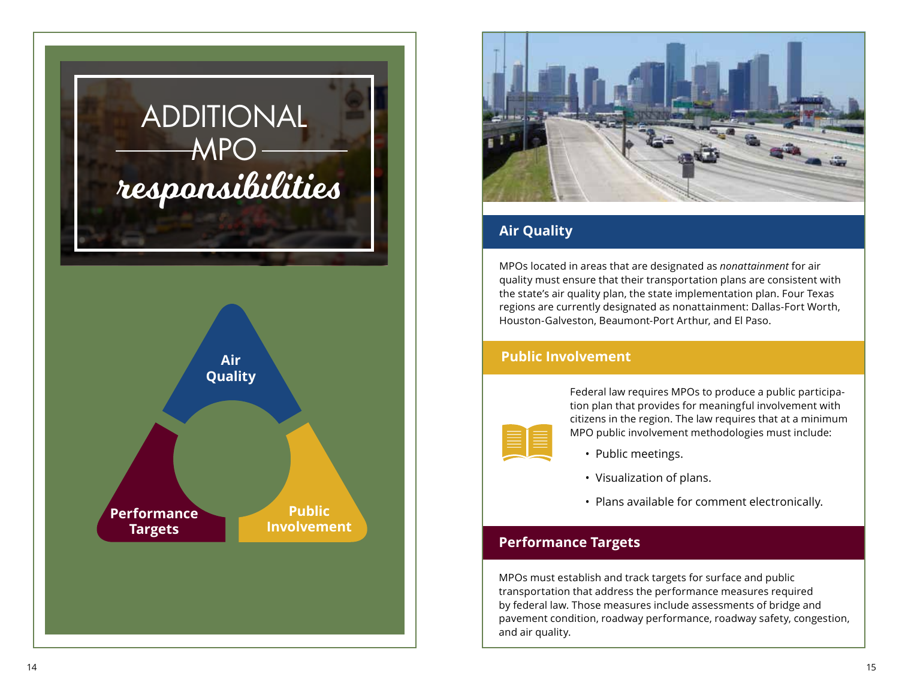# ADDITIONAL MPO *responsibilities*

Air Quality

Performance Targets

Public Involvement

## Air Quality

MPOs located in areas that are designated as *nonattainment* for air quality must ensure that their transportation plans are consistent with the state's air quality plan, the state implementation plan. Four Texas regions are currently designated as nonattainment: Dallas-Fort Worth, Houston-Galveston, Beaumont-Port Arthur, and El Paso.

## Public Involvement

Federal law requires MPOs to produce a public participation plan that provides for meaningful involvement with citizens in the region. The law requires that at a minimum MPO public involvement methodologies must include:

- Public meetings.
- Visualization of plans.
- Plans available for comment electronically.

## Performance Targets

MPOs must establish and track targets for surface and public transportation that address the performance measures required by federal law. Those measures include assessments of bridge and pavement condition, roadway performance, roadway safety, congestion, and air quality.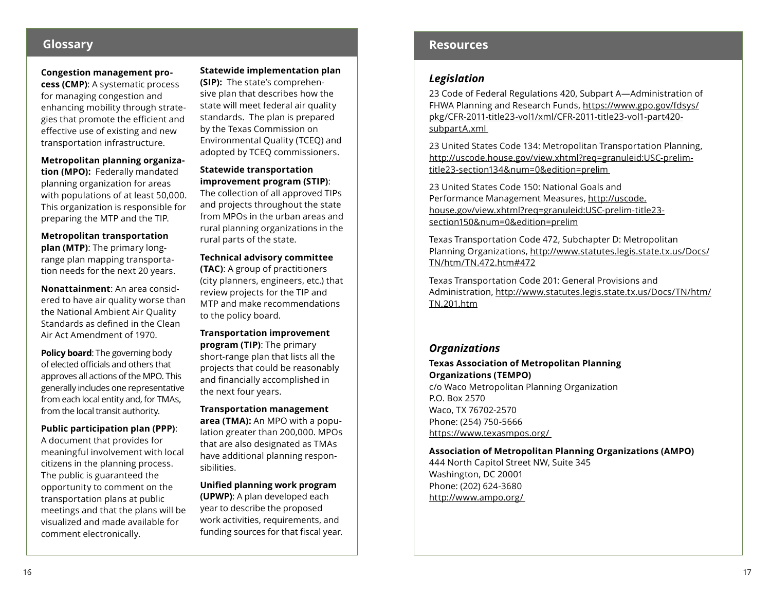## Glossary

**Congestion management process (CMP)**: A systematic process for managing congestion and enhancing mobility through strategies that promote the efficient and effective use of existing and new transportation infrastructure.

**Metropolitan planning organization (MPO):** Federally mandated planning organization for areas with populations of at least 50,000. This organization is responsible for preparing the MTP and the TIP.

**Metropolitan transportation plan (MTP)**: The primary long-range plan mapping transportation needs for the next 20 years.

**Nonattainment**: An area considered to have air quality worse than the National Ambient Air Quality Standards as defined in the Clean Air Act Amendment of 1970.

**Policy board**: The governing body of elected officials and others that approves all actions of the MPO. This generally includes one representative from each local entity and, for TMAs, from the local transit authority.

**Public participation plan (PPP)**: A document that provides for meaningful involvement with local citizens in the planning process. The public is guaranteed the opportunity to comment on the transportation plans at public meetings and that the plans will be visualized and made available for comment electronically.

**Statewide implementation plan (SIP):** The state's comprehensive plan that describes how the state will meet federal air quality standards. The plan is prepared by the Texas Commission on Environmental Quality (TCEQ) and adopted by TCEQ commissioners.

**Statewide transportation improvement program (STIP)**: The collection of all approved TIPs and projects throughout the state from MPOs in the urban areas and rural planning organizations in the rural parts of the state.

**Technical advisory committee (TAC)**: A group of practitioners (city planners, engineers, etc.) that review projects for the TIP and MTP and make recommendations to the policy board.

**Transportation improvement program (TIP)**: The primary short-range plan that lists all the projects that could be reasonably and financially accomplished in the next four years.

**Transportation management area (TMA):** An MPO with a population greater than 200,000. MPOs that are also designated as TMAs have additional planning responsibilities.

**Unified planning work program (UPWP)**: A plan developed each year to describe the proposed work activities, requirements, and funding sources for that fiscal year.

## Resources

### *Legislation*

23 Code of Federal Regulations 420, Subpart A—Administration of FHWA Planning and Research Funds, https://www.gpo.gov/fdsys/pkg/CFR-2011-title23-vol1/xml/CFR-2011-title23-vol1-part420-subpartA.xml

23 United States Code 134: Metropolitan Transportation Planning, http://uscode.house.gov/view.xhtml?req=granuleid:USC-prelim-title23-section134&num=0&edition=prelim

23 United States Code 150: National Goals and Performance Management Measures, http://uscode.house.gov/view.xhtml?req=granuleid:USC-prelim-title23-section150&num=0&edition=prelim

Texas Transportation Code 472, Subchapter D: Metropolitan Planning Organizations, http://www.statutes.legis.state.tx.us/Docs/TN/htm/TN.472.htm#472

Texas Transportation Code 201: General Provisions and Administration, http://www.statutes.legis.state.tx.us/Docs/TN/htm/TN.201.htm

### *Organizations*

**Texas Association of Metropolitan Planning Organizations (TEMPO)**
c/o Waco Metropolitan Planning Organization
P.O. Box 2570
Waco, TX 76702-2570
Phone: (254) 750-5666
https://www.texasmpos.org/

**Association of Metropolitan Planning Organizations (AMPO)**
444 North Capitol Street NW, Suite 345
Washington, DC 20001
Phone: (202) 624-3680
http://www.ampo.org/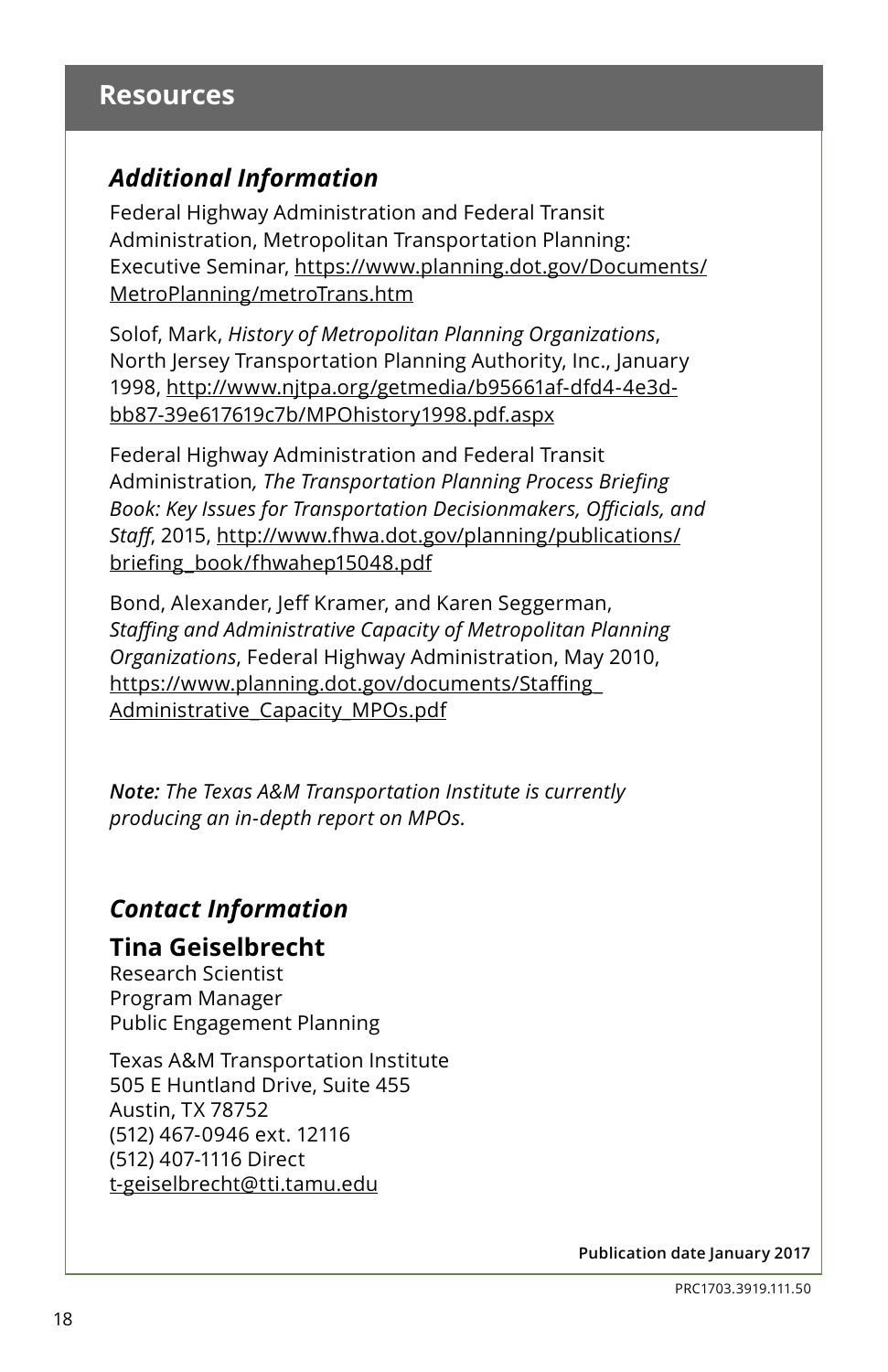## Resources

### *Additional Information*

Federal Highway Administration and Federal Transit Administration, Metropolitan Transportation Planning: Executive Seminar, https://www.planning.dot.gov/Documents/MetroPlanning/metroTrans.htm

Solof, Mark, *History of Metropolitan Planning Organizations*, North Jersey Transportation Planning Authority, Inc., January 1998, http://www.njtpa.org/getmedia/b95661af-dfd4-4e3d-bb87-39e617619c7b/MPOhistory1998.pdf.aspx

Federal Highway Administration and Federal Transit Administration*, The Transportation Planning Process Briefing Book: Key Issues for Transportation Decisionmakers, Officials, and Staff*, 2015, http://www.fhwa.dot.gov/planning/publications/briefing_book/fhwahep15048.pdf

Bond, Alexander, Jeff Kramer, and Karen Seggerman, *Staffing and Administrative Capacity of Metropolitan Planning Organizations*, Federal Highway Administration, May 2010, https://www.planning.dot.gov/documents/Staffing_Administrative_Capacity_MPOs.pdf

***Note:*** *The Texas A&M Transportation Institute is currently producing an in-depth report on MPOs.*

### *Contact Information*

**Tina Geiselbrecht**
Research Scientist
Program Manager
Public Engagement Planning

Texas A&M Transportation Institute
505 E Huntland Drive, Suite 455
Austin, TX 78752
(512) 467-0946 ext. 12116
(512) 407-1116 Direct
t-geiselbrecht@tti.tamu.edu

**Publication date January 2017**

PRC1703.3919.111.50